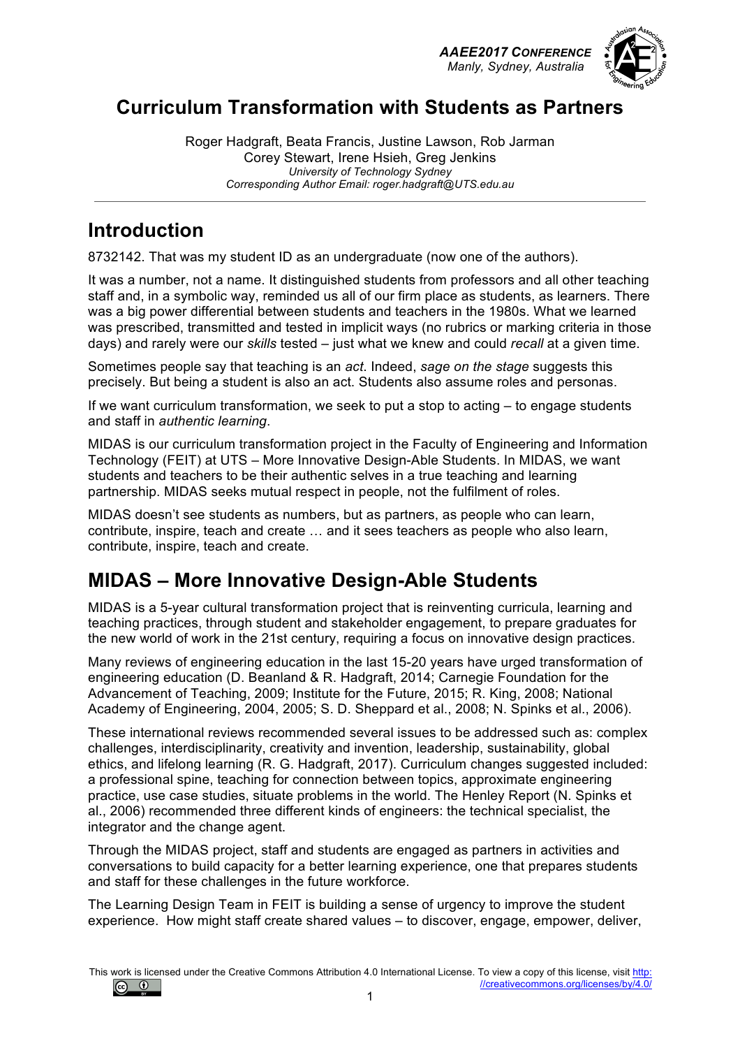# Curriculum Transformation with Students as Partners

Roger Hadgraft, Beata Francis, Justine Lawson, Rob Jarman
Corey Stewart, Irene Hsieh, Greg Jenkins
*University of Technology Sydney*
*Corresponding Author Email: roger.hadgraft@UTS.edu.au*

## Introduction

8732142. That was my student ID as an undergraduate (now one of the authors).

It was a number, not a name. It distinguished students from professors and all other teaching staff and, in a symbolic way, reminded us all of our firm place as students, as learners. There was a big power differential between students and teachers in the 1980s. What we learned was prescribed, transmitted and tested in implicit ways (no rubrics or marking criteria in those days) and rarely were our *skills* tested – just what we knew and could *recall* at a given time.

Sometimes people say that teaching is an *act*. Indeed, *sage on the stage* suggests this precisely. But being a student is also an act. Students also assume roles and personas.

If we want curriculum transformation, we seek to put a stop to acting – to engage students and staff in *authentic learning*.

MIDAS is our curriculum transformation project in the Faculty of Engineering and Information Technology (FEIT) at UTS – More Innovative Design-Able Students. In MIDAS, we want students and teachers to be their authentic selves in a true teaching and learning partnership. MIDAS seeks mutual respect in people, not the fulfilment of roles.

MIDAS doesn't see students as numbers, but as partners, as people who can learn, contribute, inspire, teach and create … and it sees teachers as people who also learn, contribute, inspire, teach and create.

## MIDAS – More Innovative Design-Able Students

MIDAS is a 5-year cultural transformation project that is reinventing curricula, learning and teaching practices, through student and stakeholder engagement, to prepare graduates for the new world of work in the 21st century, requiring a focus on innovative design practices.

Many reviews of engineering education in the last 15-20 years have urged transformation of engineering education (D. Beanland & R. Hadgraft, 2014; Carnegie Foundation for the Advancement of Teaching, 2009; Institute for the Future, 2015; R. King, 2008; National Academy of Engineering, 2004, 2005; S. D. Sheppard et al., 2008; N. Spinks et al., 2006).

These international reviews recommended several issues to be addressed such as: complex challenges, interdisciplinarity, creativity and invention, leadership, sustainability, global ethics, and lifelong learning (R. G. Hadgraft, 2017). Curriculum changes suggested included: a professional spine, teaching for connection between topics, approximate engineering practice, use case studies, situate problems in the world. The Henley Report (N. Spinks et al., 2006) recommended three different kinds of engineers: the technical specialist, the integrator and the change agent.

Through the MIDAS project, staff and students are engaged as partners in activities and conversations to build capacity for a better learning experience, one that prepares students and staff for these challenges in the future workforce.

The Learning Design Team in FEIT is building a sense of urgency to improve the student experience. How might staff create shared values – to discover, engage, empower, deliver,

This work is licensed under the Creative Commons Attribution 4.0 International License. To view a copy of this license, visit http://creativecommons.org/licenses/by/4.0/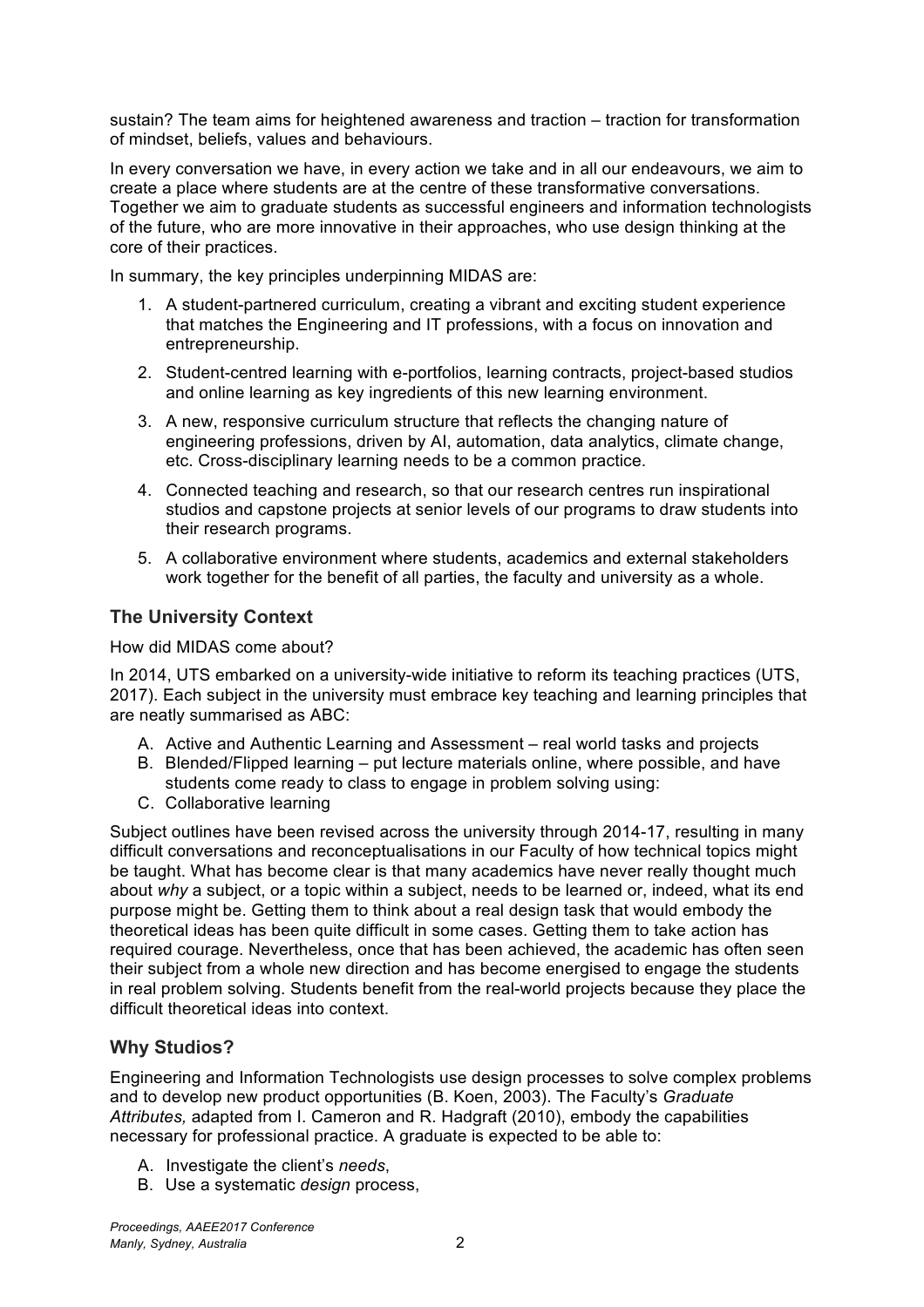sustain? The team aims for heightened awareness and traction – traction for transformation of mindset, beliefs, values and behaviours.

In every conversation we have, in every action we take and in all our endeavours, we aim to create a place where students are at the centre of these transformative conversations. Together we aim to graduate students as successful engineers and information technologists of the future, who are more innovative in their approaches, who use design thinking at the core of their practices.

In summary, the key principles underpinning MIDAS are:

1. A student-partnered curriculum, creating a vibrant and exciting student experience that matches the Engineering and IT professions, with a focus on innovation and entrepreneurship.
2. Student-centred learning with e-portfolios, learning contracts, project-based studios and online learning as key ingredients of this new learning environment.
3. A new, responsive curriculum structure that reflects the changing nature of engineering professions, driven by AI, automation, data analytics, climate change, etc. Cross-disciplinary learning needs to be a common practice.
4. Connected teaching and research, so that our research centres run inspirational studios and capstone projects at senior levels of our programs to draw students into their research programs.
5. A collaborative environment where students, academics and external stakeholders work together for the benefit of all parties, the faculty and university as a whole.

## The University Context

How did MIDAS come about?

In 2014, UTS embarked on a university-wide initiative to reform its teaching practices (UTS, 2017). Each subject in the university must embrace key teaching and learning principles that are neatly summarised as ABC:

A. Active and Authentic Learning and Assessment – real world tasks and projects
B. Blended/Flipped learning – put lecture materials online, where possible, and have students come ready to class to engage in problem solving using:
C. Collaborative learning

Subject outlines have been revised across the university through 2014-17, resulting in many difficult conversations and reconceptualisations in our Faculty of how technical topics might be taught. What has become clear is that many academics have never really thought much about *why* a subject, or a topic within a subject, needs to be learned or, indeed, what its end purpose might be. Getting them to think about a real design task that would embody the theoretical ideas has been quite difficult in some cases. Getting them to take action has required courage. Nevertheless, once that has been achieved, the academic has often seen their subject from a whole new direction and has become energised to engage the students in real problem solving. Students benefit from the real-world projects because they place the difficult theoretical ideas into context.

## Why Studios?

Engineering and Information Technologists use design processes to solve complex problems and to develop new product opportunities (B. Koen, 2003). The Faculty's *Graduate Attributes,* adapted from I. Cameron and R. Hadgraft (2010), embody the capabilities necessary for professional practice. A graduate is expected to be able to:

A. Investigate the client's *needs*,
B. Use a systematic *design* process,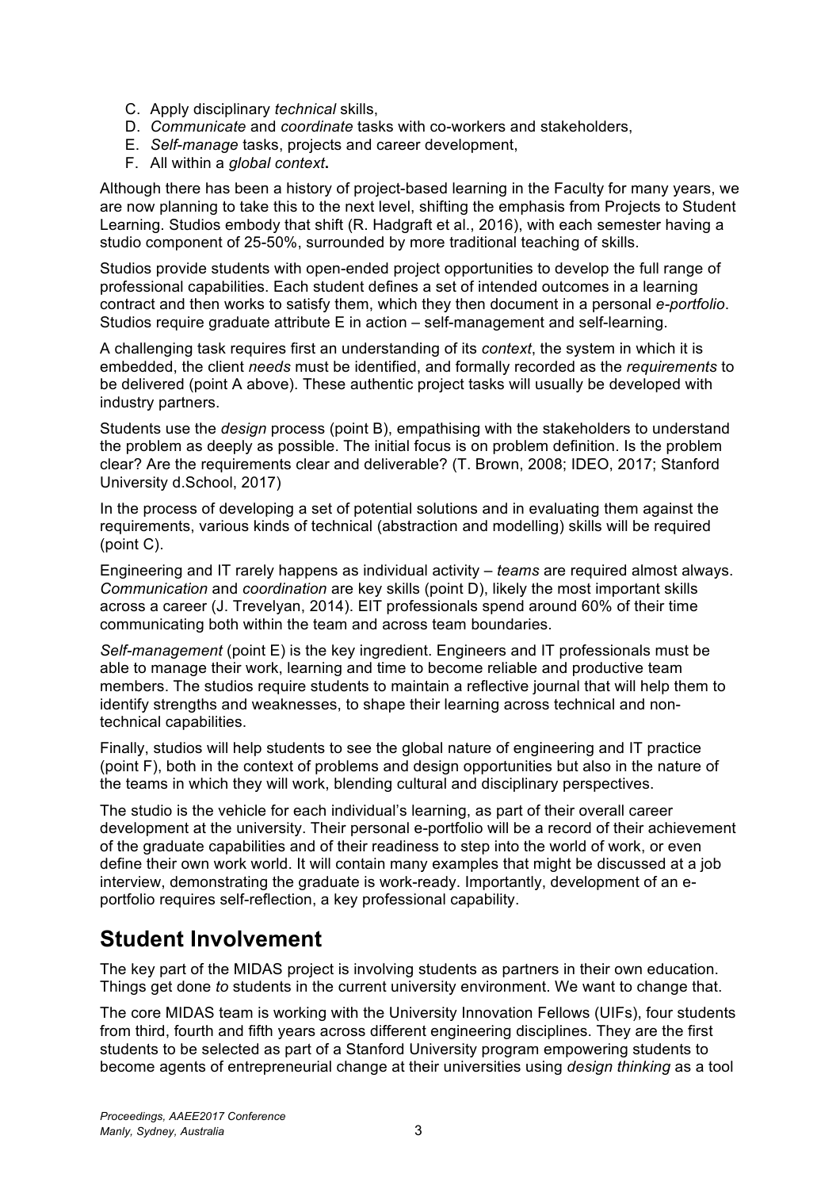C. Apply disciplinary *technical* skills,
D. *Communicate* and *coordinate* tasks with co-workers and stakeholders,
E. *Self-manage* tasks, projects and career development,
F. All within a *global context*.

Although there has been a history of project-based learning in the Faculty for many years, we are now planning to take this to the next level, shifting the emphasis from Projects to Student Learning. Studios embody that shift (R. Hadgraft et al., 2016), with each semester having a studio component of 25-50%, surrounded by more traditional teaching of skills.

Studios provide students with open-ended project opportunities to develop the full range of professional capabilities. Each student defines a set of intended outcomes in a learning contract and then works to satisfy them, which they then document in a personal *e-portfolio*. Studios require graduate attribute E in action – self-management and self-learning.

A challenging task requires first an understanding of its *context*, the system in which it is embedded, the client *needs* must be identified, and formally recorded as the *requirements* to be delivered (point A above). These authentic project tasks will usually be developed with industry partners.

Students use the *design* process (point B), empathising with the stakeholders to understand the problem as deeply as possible. The initial focus is on problem definition. Is the problem clear? Are the requirements clear and deliverable? (T. Brown, 2008; IDEO, 2017; Stanford University d.School, 2017)

In the process of developing a set of potential solutions and in evaluating them against the requirements, various kinds of technical (abstraction and modelling) skills will be required (point C).

Engineering and IT rarely happens as individual activity – *teams* are required almost always. *Communication* and *coordination* are key skills (point D), likely the most important skills across a career (J. Trevelyan, 2014). EIT professionals spend around 60% of their time communicating both within the team and across team boundaries.

*Self-management* (point E) is the key ingredient. Engineers and IT professionals must be able to manage their work, learning and time to become reliable and productive team members. The studios require students to maintain a reflective journal that will help them to identify strengths and weaknesses, to shape their learning across technical and non-technical capabilities.

Finally, studios will help students to see the global nature of engineering and IT practice (point F), both in the context of problems and design opportunities but also in the nature of the teams in which they will work, blending cultural and disciplinary perspectives.

The studio is the vehicle for each individual's learning, as part of their overall career development at the university. Their personal e-portfolio will be a record of their achievement of the graduate capabilities and of their readiness to step into the world of work, or even define their own work world. It will contain many examples that might be discussed at a job interview, demonstrating the graduate is work-ready. Importantly, development of an e-portfolio requires self-reflection, a key professional capability.

## Student Involvement

The key part of the MIDAS project is involving students as partners in their own education. Things get done *to* students in the current university environment. We want to change that.

The core MIDAS team is working with the University Innovation Fellows (UIFs), four students from third, fourth and fifth years across different engineering disciplines. They are the first students to be selected as part of a Stanford University program empowering students to become agents of entrepreneurial change at their universities using *design thinking* as a tool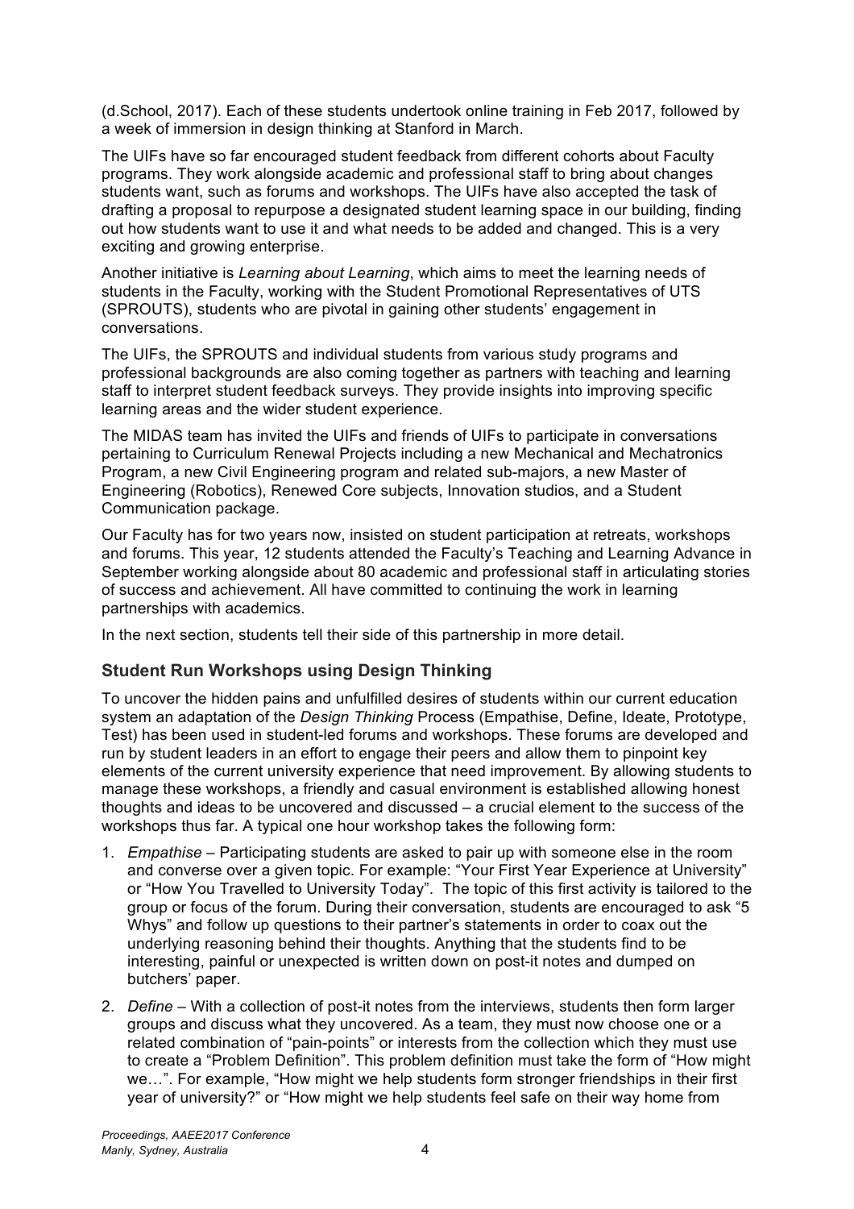(d.School, 2017). Each of these students undertook online training in Feb 2017, followed by a week of immersion in design thinking at Stanford in March.

The UIFs have so far encouraged student feedback from different cohorts about Faculty programs. They work alongside academic and professional staff to bring about changes students want, such as forums and workshops. The UIFs have also accepted the task of drafting a proposal to repurpose a designated student learning space in our building, finding out how students want to use it and what needs to be added and changed. This is a very exciting and growing enterprise.

Another initiative is *Learning about Learning*, which aims to meet the learning needs of students in the Faculty, working with the Student Promotional Representatives of UTS (SPROUTS), students who are pivotal in gaining other students' engagement in conversations.

The UIFs, the SPROUTS and individual students from various study programs and professional backgrounds are also coming together as partners with teaching and learning staff to interpret student feedback surveys. They provide insights into improving specific learning areas and the wider student experience.

The MIDAS team has invited the UIFs and friends of UIFs to participate in conversations pertaining to Curriculum Renewal Projects including a new Mechanical and Mechatronics Program, a new Civil Engineering program and related sub-majors, a new Master of Engineering (Robotics), Renewed Core subjects, Innovation studios, and a Student Communication package.

Our Faculty has for two years now, insisted on student participation at retreats, workshops and forums. This year, 12 students attended the Faculty's Teaching and Learning Advance in September working alongside about 80 academic and professional staff in articulating stories of success and achievement. All have committed to continuing the work in learning partnerships with academics.

In the next section, students tell their side of this partnership in more detail.

## Student Run Workshops using Design Thinking

To uncover the hidden pains and unfulfilled desires of students within our current education system an adaptation of the *Design Thinking* Process (Empathise, Define, Ideate, Prototype, Test) has been used in student-led forums and workshops. These forums are developed and run by student leaders in an effort to engage their peers and allow them to pinpoint key elements of the current university experience that need improvement. By allowing students to manage these workshops, a friendly and casual environment is established allowing honest thoughts and ideas to be uncovered and discussed – a crucial element to the success of the workshops thus far. A typical one hour workshop takes the following form:

1. *Empathise* – Participating students are asked to pair up with someone else in the room and converse over a given topic. For example: "Your First Year Experience at University" or "How You Travelled to University Today". The topic of this first activity is tailored to the group or focus of the forum. During their conversation, students are encouraged to ask "5 Whys" and follow up questions to their partner's statements in order to coax out the underlying reasoning behind their thoughts. Anything that the students find to be interesting, painful or unexpected is written down on post-it notes and dumped on butchers' paper.
2. *Define* – With a collection of post-it notes from the interviews, students then form larger groups and discuss what they uncovered. As a team, they must now choose one or a related combination of "pain-points" or interests from the collection which they must use to create a "Problem Definition". This problem definition must take the form of "How might we…". For example, "How might we help students form stronger friendships in their first year of university?" or "How might we help students feel safe on their way home from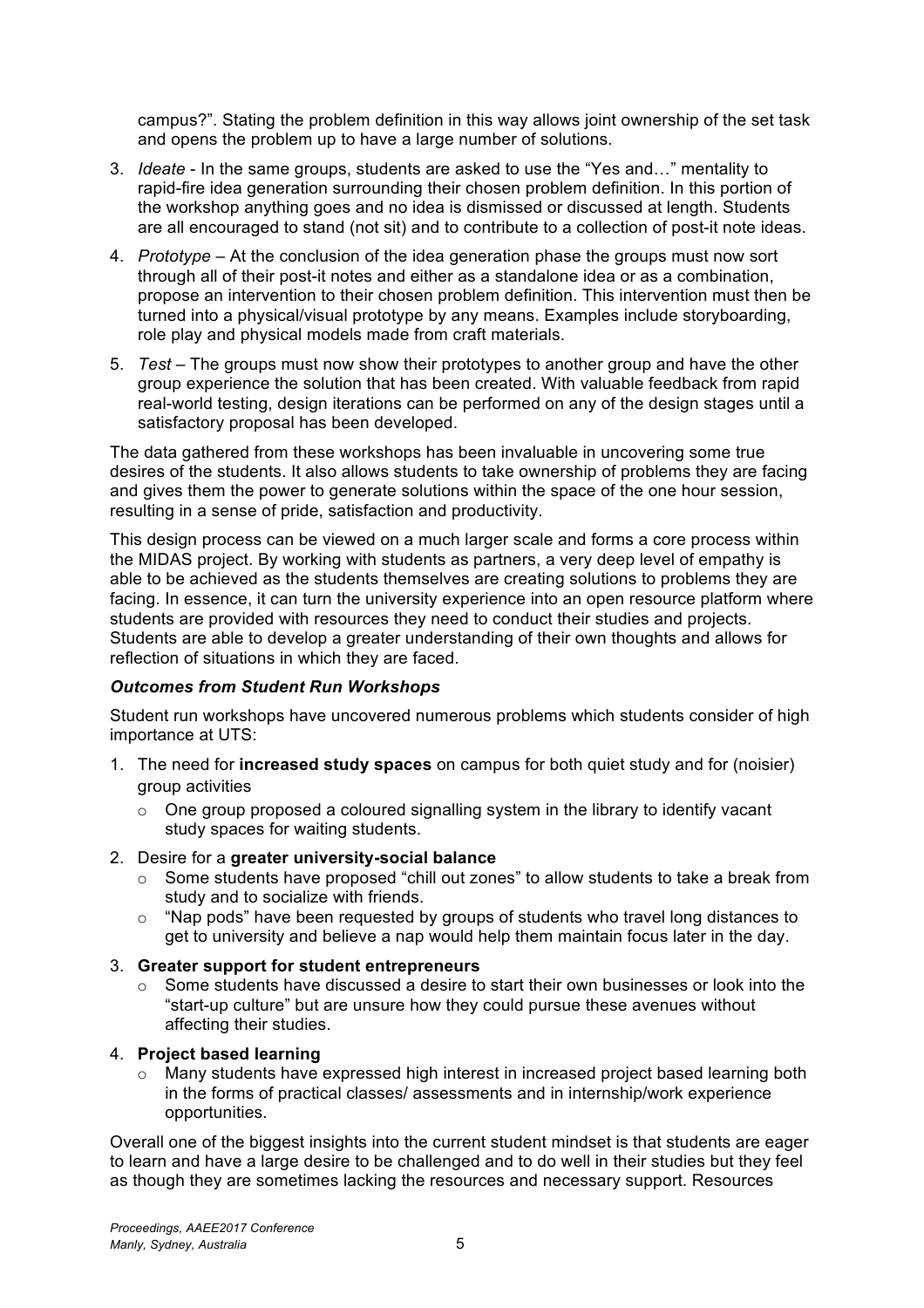campus?". Stating the problem definition in this way allows joint ownership of the set task and opens the problem up to have a large number of solutions.

3. *Ideate* - In the same groups, students are asked to use the "Yes and…" mentality to rapid-fire idea generation surrounding their chosen problem definition. In this portion of the workshop anything goes and no idea is dismissed or discussed at length. Students are all encouraged to stand (not sit) and to contribute to a collection of post-it note ideas.
4. *Prototype* – At the conclusion of the idea generation phase the groups must now sort through all of their post-it notes and either as a standalone idea or as a combination, propose an intervention to their chosen problem definition. This intervention must then be turned into a physical/visual prototype by any means. Examples include storyboarding, role play and physical models made from craft materials.
5. *Test* – The groups must now show their prototypes to another group and have the other group experience the solution that has been created. With valuable feedback from rapid real-world testing, design iterations can be performed on any of the design stages until a satisfactory proposal has been developed.

The data gathered from these workshops has been invaluable in uncovering some true desires of the students. It also allows students to take ownership of problems they are facing and gives them the power to generate solutions within the space of the one hour session, resulting in a sense of pride, satisfaction and productivity.

This design process can be viewed on a much larger scale and forms a core process within the MIDAS project. By working with students as partners, a very deep level of empathy is able to be achieved as the students themselves are creating solutions to problems they are facing. In essence, it can turn the university experience into an open resource platform where students are provided with resources they need to conduct their studies and projects. Students are able to develop a greater understanding of their own thoughts and allows for reflection of situations in which they are faced.

***Outcomes from Student Run Workshops***

Student run workshops have uncovered numerous problems which students consider of high importance at UTS:

1. The need for **increased study spaces** on campus for both quiet study and for (noisier) group activities
   - One group proposed a coloured signalling system in the library to identify vacant study spaces for waiting students.
2. Desire for a **greater university-social balance**
   - Some students have proposed "chill out zones" to allow students to take a break from study and to socialize with friends.
   - "Nap pods" have been requested by groups of students who travel long distances to get to university and believe a nap would help them maintain focus later in the day.
3. **Greater support for student entrepreneurs**
   - Some students have discussed a desire to start their own businesses or look into the "start-up culture" but are unsure how they could pursue these avenues without affecting their studies.
4. **Project based learning**
   - Many students have expressed high interest in increased project based learning both in the forms of practical classes/ assessments and in internship/work experience opportunities.

Overall one of the biggest insights into the current student mindset is that students are eager to learn and have a large desire to be challenged and to do well in their studies but they feel as though they are sometimes lacking the resources and necessary support. Resources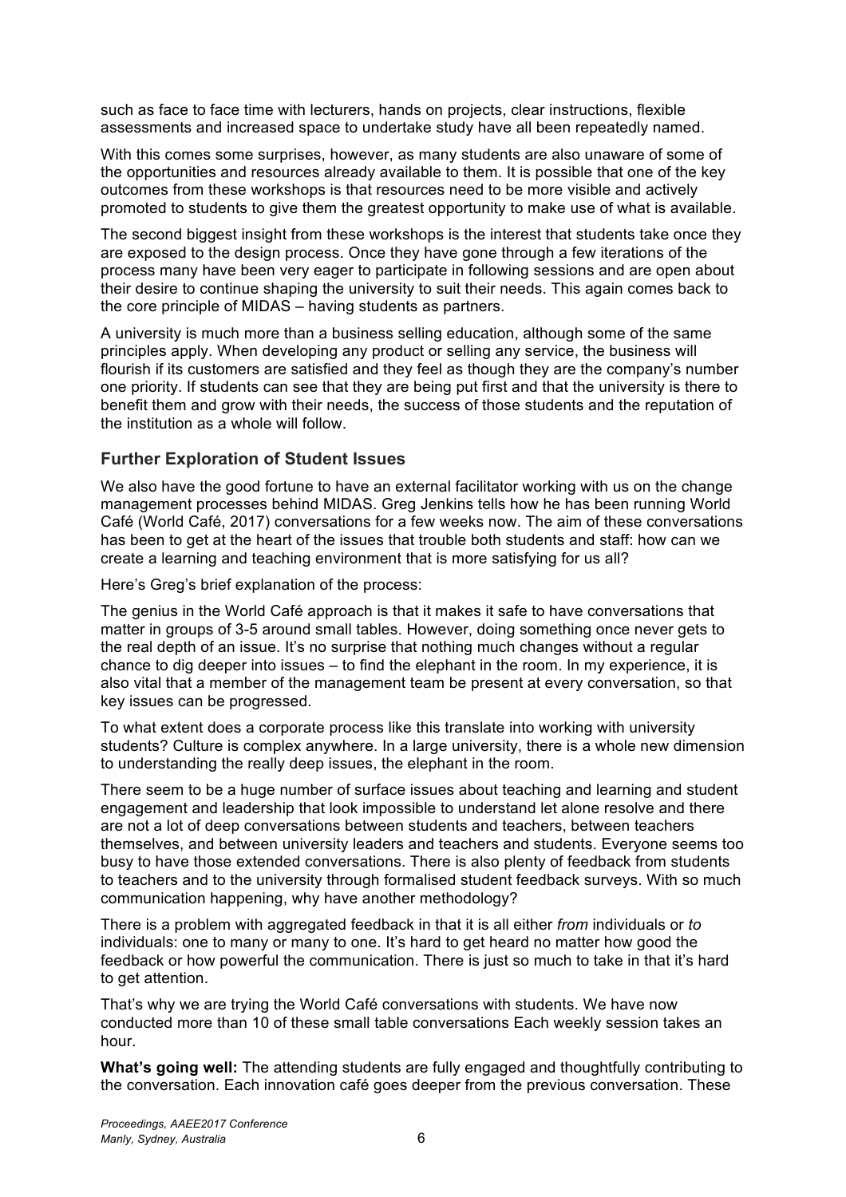such as face to face time with lecturers, hands on projects, clear instructions, flexible assessments and increased space to undertake study have all been repeatedly named.

With this comes some surprises, however, as many students are also unaware of some of the opportunities and resources already available to them. It is possible that one of the key outcomes from these workshops is that resources need to be more visible and actively promoted to students to give them the greatest opportunity to make use of what is available.

The second biggest insight from these workshops is the interest that students take once they are exposed to the design process. Once they have gone through a few iterations of the process many have been very eager to participate in following sessions and are open about their desire to continue shaping the university to suit their needs. This again comes back to the core principle of MIDAS – having students as partners.

A university is much more than a business selling education, although some of the same principles apply. When developing any product or selling any service, the business will flourish if its customers are satisfied and they feel as though they are the company's number one priority. If students can see that they are being put first and that the university is there to benefit them and grow with their needs, the success of those students and the reputation of the institution as a whole will follow.

## Further Exploration of Student Issues

We also have the good fortune to have an external facilitator working with us on the change management processes behind MIDAS. Greg Jenkins tells how he has been running World Café (World Café, 2017) conversations for a few weeks now. The aim of these conversations has been to get at the heart of the issues that trouble both students and staff: how can we create a learning and teaching environment that is more satisfying for us all?

Here's Greg's brief explanation of the process:

The genius in the World Café approach is that it makes it safe to have conversations that matter in groups of 3-5 around small tables. However, doing something once never gets to the real depth of an issue. It's no surprise that nothing much changes without a regular chance to dig deeper into issues – to find the elephant in the room. In my experience, it is also vital that a member of the management team be present at every conversation, so that key issues can be progressed.

To what extent does a corporate process like this translate into working with university students? Culture is complex anywhere. In a large university, there is a whole new dimension to understanding the really deep issues, the elephant in the room.

There seem to be a huge number of surface issues about teaching and learning and student engagement and leadership that look impossible to understand let alone resolve and there are not a lot of deep conversations between students and teachers, between teachers themselves, and between university leaders and teachers and students. Everyone seems too busy to have those extended conversations. There is also plenty of feedback from students to teachers and to the university through formalised student feedback surveys. With so much communication happening, why have another methodology?

There is a problem with aggregated feedback in that it is all either *from* individuals or *to* individuals: one to many or many to one. It's hard to get heard no matter how good the feedback or how powerful the communication. There is just so much to take in that it's hard to get attention.

That's why we are trying the World Café conversations with students. We have now conducted more than 10 of these small table conversations Each weekly session takes an hour.

**What's going well:** The attending students are fully engaged and thoughtfully contributing to the conversation. Each innovation café goes deeper from the previous conversation. These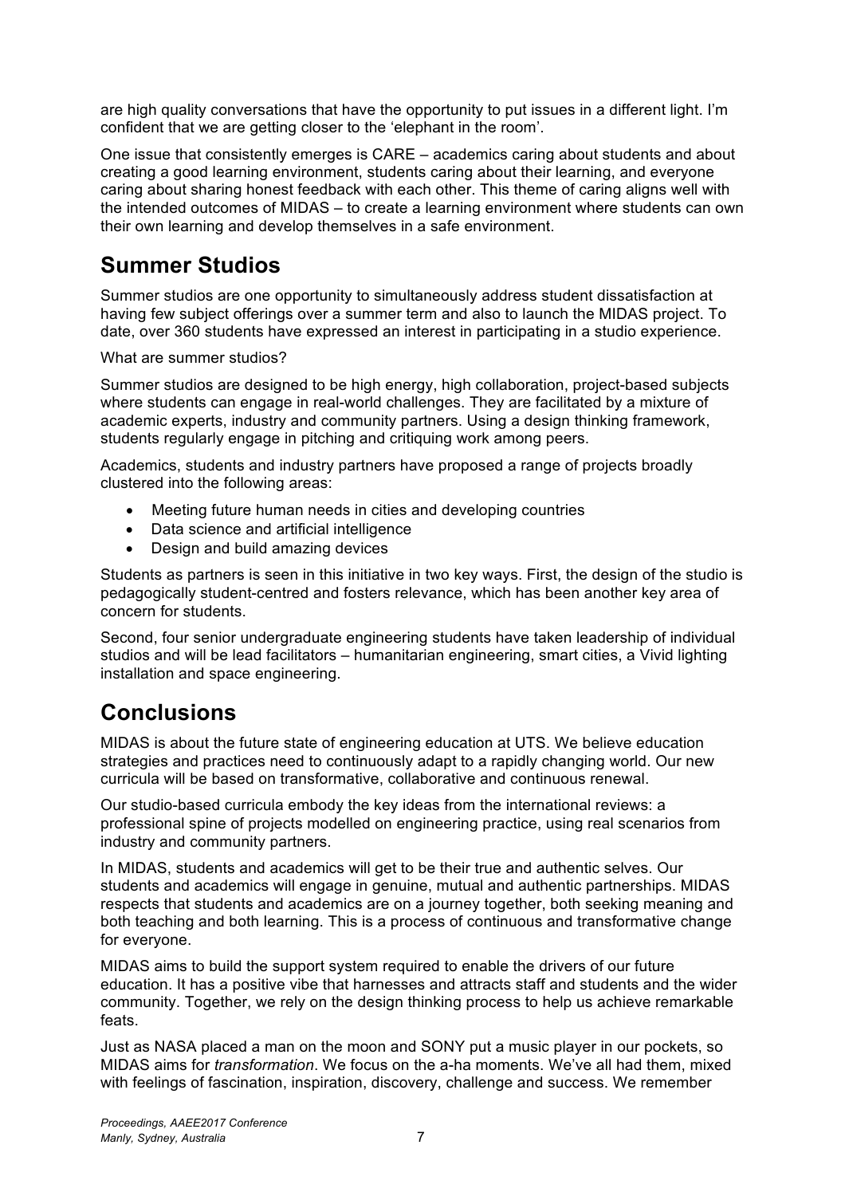are high quality conversations that have the opportunity to put issues in a different light. I'm confident that we are getting closer to the 'elephant in the room'.

One issue that consistently emerges is CARE – academics caring about students and about creating a good learning environment, students caring about their learning, and everyone caring about sharing honest feedback with each other. This theme of caring aligns well with the intended outcomes of MIDAS – to create a learning environment where students can own their own learning and develop themselves in a safe environment.

## Summer Studios

Summer studios are one opportunity to simultaneously address student dissatisfaction at having few subject offerings over a summer term and also to launch the MIDAS project. To date, over 360 students have expressed an interest in participating in a studio experience.

What are summer studios?

Summer studios are designed to be high energy, high collaboration, project-based subjects where students can engage in real-world challenges. They are facilitated by a mixture of academic experts, industry and community partners. Using a design thinking framework, students regularly engage in pitching and critiquing work among peers.

Academics, students and industry partners have proposed a range of projects broadly clustered into the following areas:

- Meeting future human needs in cities and developing countries
- Data science and artificial intelligence
- Design and build amazing devices

Students as partners is seen in this initiative in two key ways. First, the design of the studio is pedagogically student-centred and fosters relevance, which has been another key area of concern for students.

Second, four senior undergraduate engineering students have taken leadership of individual studios and will be lead facilitators – humanitarian engineering, smart cities, a Vivid lighting installation and space engineering.

## Conclusions

MIDAS is about the future state of engineering education at UTS. We believe education strategies and practices need to continuously adapt to a rapidly changing world. Our new curricula will be based on transformative, collaborative and continuous renewal.

Our studio-based curricula embody the key ideas from the international reviews: a professional spine of projects modelled on engineering practice, using real scenarios from industry and community partners.

In MIDAS, students and academics will get to be their true and authentic selves. Our students and academics will engage in genuine, mutual and authentic partnerships. MIDAS respects that students and academics are on a journey together, both seeking meaning and both teaching and both learning. This is a process of continuous and transformative change for everyone.

MIDAS aims to build the support system required to enable the drivers of our future education. It has a positive vibe that harnesses and attracts staff and students and the wider community. Together, we rely on the design thinking process to help us achieve remarkable feats.

Just as NASA placed a man on the moon and SONY put a music player in our pockets, so MIDAS aims for *transformation*. We focus on the a-ha moments. We've all had them, mixed with feelings of fascination, inspiration, discovery, challenge and success. We remember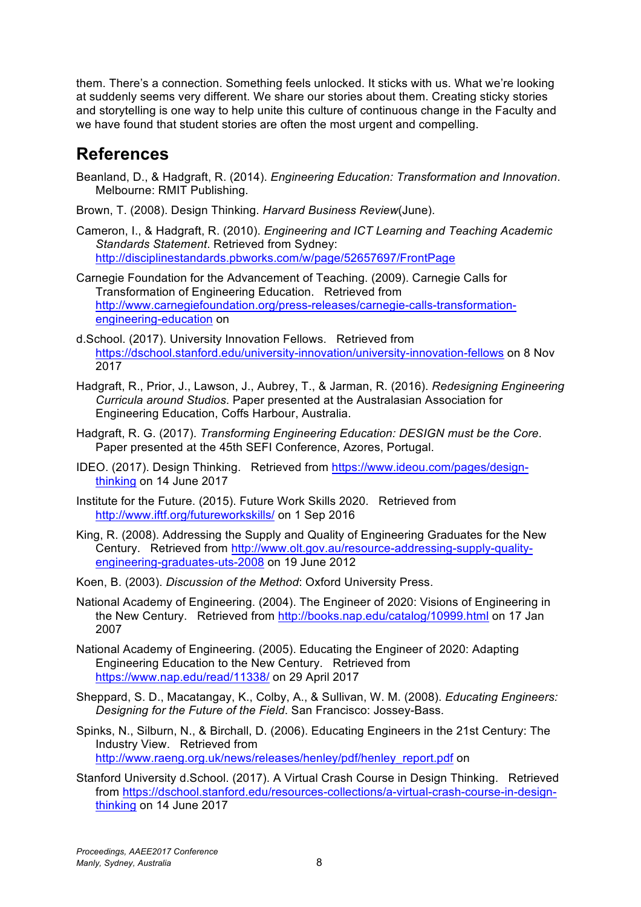them. There's a connection. Something feels unlocked. It sticks with us. What we're looking at suddenly seems very different. We share our stories about them. Creating sticky stories and storytelling is one way to help unite this culture of continuous change in the Faculty and we have found that student stories are often the most urgent and compelling.

## References

Beanland, D., & Hadgraft, R. (2014). *Engineering Education: Transformation and Innovation*. Melbourne: RMIT Publishing.

Brown, T. (2008). Design Thinking. *Harvard Business Review*(June).

Cameron, I., & Hadgraft, R. (2010). *Engineering and ICT Learning and Teaching Academic Standards Statement*. Retrieved from Sydney: http://disciplinestandards.pbworks.com/w/page/52657697/FrontPage

Carnegie Foundation for the Advancement of Teaching. (2009). Carnegie Calls for Transformation of Engineering Education. Retrieved from http://www.carnegiefoundation.org/press-releases/carnegie-calls-transformation-engineering-education on

d.School. (2017). University Innovation Fellows. Retrieved from https://dschool.stanford.edu/university-innovation/university-innovation-fellows on 8 Nov 2017

Hadgraft, R., Prior, J., Lawson, J., Aubrey, T., & Jarman, R. (2016). *Redesigning Engineering Curricula around Studios*. Paper presented at the Australasian Association for Engineering Education, Coffs Harbour, Australia.

Hadgraft, R. G. (2017). *Transforming Engineering Education: DESIGN must be the Core*. Paper presented at the 45th SEFI Conference, Azores, Portugal.

IDEO. (2017). Design Thinking. Retrieved from https://www.ideou.com/pages/design-thinking on 14 June 2017

Institute for the Future. (2015). Future Work Skills 2020. Retrieved from http://www.iftf.org/futureworkskills/ on 1 Sep 2016

King, R. (2008). Addressing the Supply and Quality of Engineering Graduates for the New Century. Retrieved from http://www.olt.gov.au/resource-addressing-supply-quality-engineering-graduates-uts-2008 on 19 June 2012

Koen, B. (2003). *Discussion of the Method*: Oxford University Press.

National Academy of Engineering. (2004). The Engineer of 2020: Visions of Engineering in the New Century. Retrieved from http://books.nap.edu/catalog/10999.html on 17 Jan 2007

National Academy of Engineering. (2005). Educating the Engineer of 2020: Adapting Engineering Education to the New Century. Retrieved from https://www.nap.edu/read/11338/ on 29 April 2017

Sheppard, S. D., Macatangay, K., Colby, A., & Sullivan, W. M. (2008). *Educating Engineers: Designing for the Future of the Field*. San Francisco: Jossey-Bass.

Spinks, N., Silburn, N., & Birchall, D. (2006). Educating Engineers in the 21st Century: The Industry View. Retrieved from http://www.raeng.org.uk/news/releases/henley/pdf/henley_report.pdf on

Stanford University d.School. (2017). A Virtual Crash Course in Design Thinking. Retrieved from https://dschool.stanford.edu/resources-collections/a-virtual-crash-course-in-design-thinking on 14 June 2017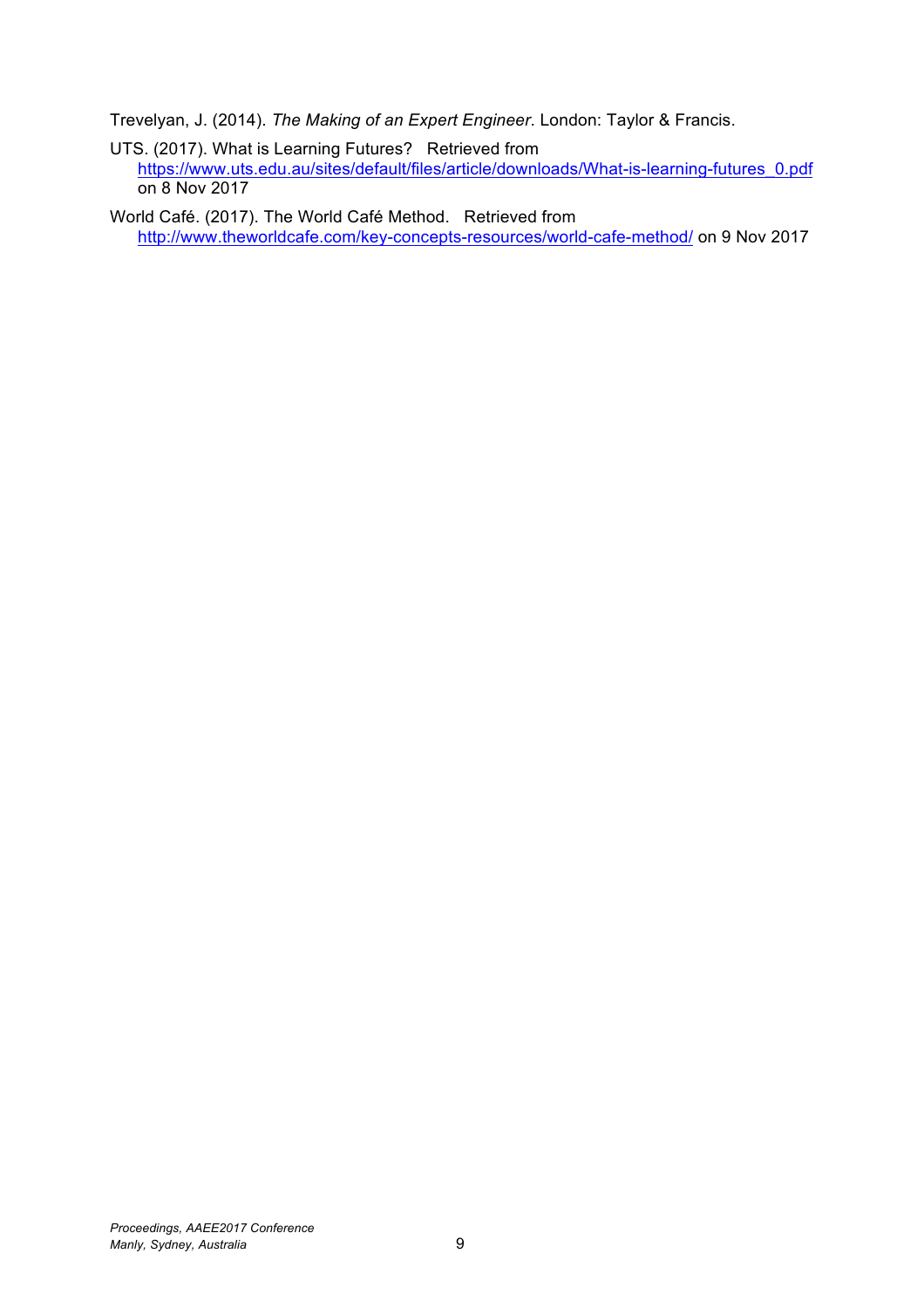Trevelyan, J. (2014). *The Making of an Expert Engineer*. London: Taylor & Francis.

UTS. (2017). What is Learning Futures? Retrieved from https://www.uts.edu.au/sites/default/files/article/downloads/What-is-learning-futures_0.pdf on 8 Nov 2017

World Café. (2017). The World Café Method. Retrieved from http://www.theworldcafe.com/key-concepts-resources/world-cafe-method/ on 9 Nov 2017